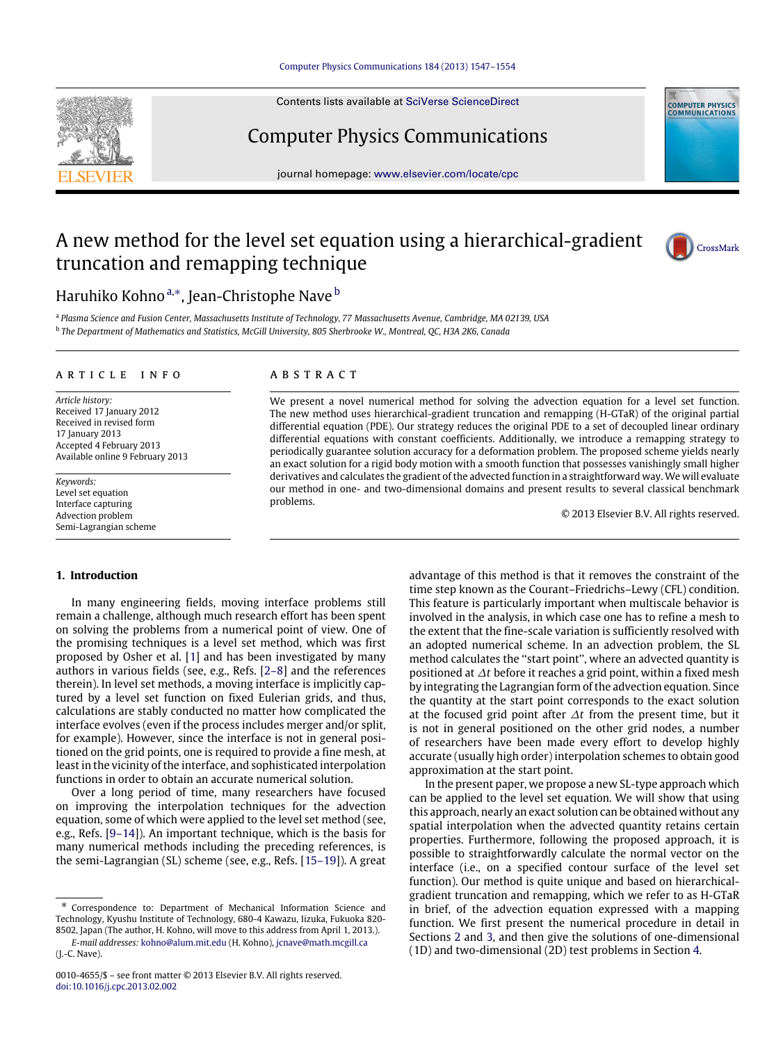# A new method for the level set equation using a hierarchical-gradient truncation and remapping technique

Haruhiko Kohno [a,*], Jean-Christophe Nave [b]

[a] *Plasma Science and Fusion Center, Massachusetts Institute of Technology, 77 Massachusetts Avenue, Cambridge, MA 02139, USA*

[b] *The Department of Mathematics and Statistics, McGill University, 805 Sherbrooke W., Montreal, QC, H3A 2K6, Canada*

## ARTICLE INFO

*Article history:*
Received 17 January 2012
Received in revised form
17 January 2013
Accepted 4 February 2013
Available online 9 February 2013

*Keywords:*
Level set equation
Interface capturing
Advection problem
Semi-Lagrangian scheme

## ABSTRACT

We present a novel numerical method for solving the advection equation for a level set function. The new method uses hierarchical-gradient truncation and remapping (H-GTaR) of the original partial differential equation (PDE). Our strategy reduces the original PDE to a set of decoupled linear ordinary differential equations with constant coefficients. Additionally, we introduce a remapping strategy to periodically guarantee solution accuracy for a deformation problem. The proposed scheme yields nearly an exact solution for a rigid body motion with a smooth function that possesses vanishingly small higher derivatives and calculates the gradient of the advected function in a straightforward way. We will evaluate our method in one- and two-dimensional domains and present results to several classical benchmark problems.

© 2013 Elsevier B.V. All rights reserved.

## 1. Introduction

In many engineering fields, moving interface problems still remain a challenge, although much research effort has been spent on solving the problems from a numerical point of view. One of the promising techniques is a level set method, which was first proposed by Osher et al. [1] and has been investigated by many authors in various fields (see, e.g., Refs. [2–8] and the references therein). In level set methods, a moving interface is implicitly captured by a level set function on fixed Eulerian grids, and thus, calculations are stably conducted no matter how complicated the interface evolves (even if the process includes merger and/or split, for example). However, since the interface is not in general positioned on the grid points, one is required to provide a fine mesh, at least in the vicinity of the interface, and sophisticated interpolation functions in order to obtain an accurate numerical solution.

Over a long period of time, many researchers have focused on improving the interpolation techniques for the advection equation, some of which were applied to the level set method (see, e.g., Refs. [9–14]). An important technique, which is the basis for many numerical methods including the preceding references, is the semi-Lagrangian (SL) scheme (see, e.g., Refs. [15–19]). A great advantage of this method is that it removes the constraint of the time step known as the Courant–Friedrichs–Lewy (CFL) condition. This feature is particularly important when multiscale behavior is involved in the analysis, in which case one has to refine a mesh to the extent that the fine-scale variation is sufficiently resolved with an advection numerical scheme. In an advection problem, the SL method calculates the "start point", where an advected quantity is positioned at $\Delta t$ before it reaches a grid point, within a fixed mesh by integrating the Lagrangian form of the advection equation. Since the quantity at the start point corresponds to the exact solution at the focused grid point after $\Delta t$ from the present time, but it is not in general positioned on the other grid nodes, a number of researchers have been made every effort to develop highly accurate (usually high order) interpolation schemes to obtain good approximation at the start point.

In the present paper, we propose a new SL-type approach which can be applied to the level set equation. We will show that using this approach, nearly an exact solution can be obtained without any spatial interpolation when the advected quantity retains certain properties. Furthermore, following the proposed approach, it is possible to straightforwardly calculate the normal vector on the interface (i.e., on a specified contour surface of the level set function). Our method is quite unique and based on hierarchical-gradient truncation and remapping, which we refer to as H-GTaR in brief, of the advection equation expressed with a mapping function. We first present the numerical procedure in detail in Sections 2 and 3, and then give the solutions of one-dimensional (1D) and two-dimensional (2D) test problems in Section 4.

---

* Correspondence to: Department of Mechanical Information Science and Technology, Kyushu Institute of Technology, 680-4 Kawazu, Iizuka, Fukuoka 820-8502, Japan (The author, H. Kohno, will move to this address from April 1, 2013.).

*E-mail addresses:* kohno@alum.mit.edu (H. Kohno), jcnave@math.mcgill.ca (J.-C. Nave).

0010-4655/$ – see front matter © 2013 Elsevier B.V. All rights reserved.
doi:10.1016/j.cpc.2013.02.002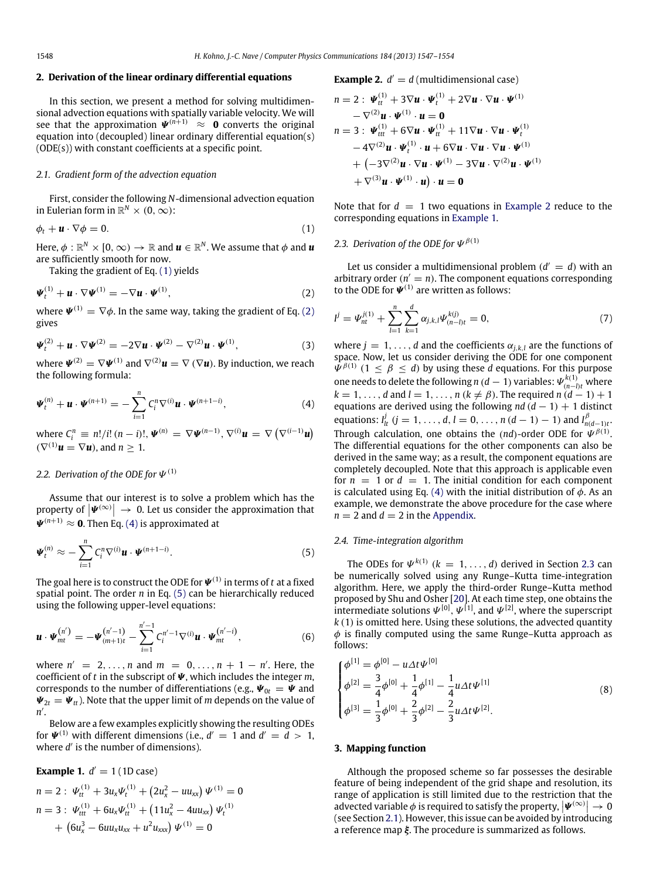## 2. Derivation of the linear ordinary differential equations

In this section, we present a method for solving multidimensional advection equations with spatially variable velocity. We will see that the approximation $\boldsymbol{\Psi}^{(n+1)} \approx \mathbf{0}$ converts the original equation into (decoupled) linear ordinary differential equation(s) (ODE(s)) with constant coefficients at a specific point.

### 2.1. Gradient form of the advection equation

First, consider the following $N$-dimensional advection equation in Eulerian form in $\mathbb{R}^N \times (0, \infty)$:

$$\phi_t + \boldsymbol{u} \cdot \nabla \phi = 0. \tag{1}$$

Here, $\phi : \mathbb{R}^N \times [0, \infty) \to \mathbb{R}$ and $\boldsymbol{u} \in \mathbb{R}^N$. We assume that $\phi$ and $\boldsymbol{u}$ are sufficiently smooth for now.

Taking the gradient of Eq. (1) yields

$$\boldsymbol{\Psi}_t^{(1)} + \boldsymbol{u} \cdot \nabla \boldsymbol{\Psi}^{(1)} = -\nabla \boldsymbol{u} \cdot \boldsymbol{\Psi}^{(1)}, \tag{2}$$

where $\boldsymbol{\Psi}^{(1)} = \nabla \phi$. In the same way, taking the gradient of Eq. (2) gives

$$\boldsymbol{\Psi}_t^{(2)} + \boldsymbol{u} \cdot \nabla \boldsymbol{\Psi}^{(2)} = -2\nabla \boldsymbol{u} \cdot \boldsymbol{\Psi}^{(2)} - \nabla^{(2)} \boldsymbol{u} \cdot \boldsymbol{\Psi}^{(1)}, \tag{3}$$

where $\boldsymbol{\Psi}^{(2)} = \nabla \boldsymbol{\Psi}^{(1)}$ and $\nabla^{(2)} \boldsymbol{u} = \nabla (\nabla \boldsymbol{u})$. By induction, we reach the following formula:

$$\boldsymbol{\Psi}_t^{(n)} + \boldsymbol{u} \cdot \boldsymbol{\Psi}^{(n+1)} = -\sum_{i=1}^{n} C_i^n \nabla^{(i)} \boldsymbol{u} \cdot \boldsymbol{\Psi}^{(n+1-i)}, \tag{4}$$

where $C_i^n \equiv n!/i!\,(n-i)!$, $\boldsymbol{\Psi}^{(n)} = \nabla \boldsymbol{\Psi}^{(n-1)}$, $\nabla^{(i)} \boldsymbol{u} = \nabla \left(\nabla^{(i-1)} \boldsymbol{u}\right)$ ($\nabla^{(1)} \boldsymbol{u} = \nabla \boldsymbol{u}$), and $n \geq 1$.

### 2.2. Derivation of the ODE for $\Psi^{(1)}$

Assume that our interest is to solve a problem which has the property of $\left|\boldsymbol{\Psi}^{(\infty)}\right| \to 0$. Let us consider the approximation that $\boldsymbol{\Psi}^{(n+1)} \approx \mathbf{0}$. Then Eq. (4) is approximated at

$$\boldsymbol{\Psi}_t^{(n)} \approx -\sum_{i=1}^{n} C_i^n \nabla^{(i)} \boldsymbol{u} \cdot \boldsymbol{\Psi}^{(n+1-i)}. \tag{5}$$

The goal here is to construct the ODE for $\boldsymbol{\Psi}^{(1)}$ in terms of $t$ at a fixed spatial point. The order $n$ in Eq. (5) can be hierarchically reduced using the following upper-level equations:

$$\boldsymbol{u} \cdot \boldsymbol{\Psi}_{mt}^{(n')} = -\boldsymbol{\Psi}_{(m+1)t}^{(n'-1)} - \sum_{i=1}^{n'-1} C_i^{n'-1} \nabla^{(i)} \boldsymbol{u} \cdot \boldsymbol{\Psi}_{mt}^{(n'-i)}, \tag{6}$$

where $n' = 2, \ldots, n$ and $m = 0, \ldots, n+1-n'$. Here, the coefficient of $t$ in the subscript of $\boldsymbol{\Psi}$, which includes the integer $m$, corresponds to the number of differentiations (e.g., $\boldsymbol{\Psi}_{0t} = \boldsymbol{\Psi}$ and $\boldsymbol{\Psi}_{2t} = \boldsymbol{\Psi}_{tt}$). Note that the upper limit of $m$ depends on the value of $n'$.

Below are a few examples explicitly showing the resulting ODEs for $\boldsymbol{\Psi}^{(1)}$ with different dimensions (i.e., $d' = 1$ and $d' = d > 1$, where $d'$ is the number of dimensions).

**Example 1.** $d' = 1$ (1D case)

$$n = 2: \ \Psi_{tt}^{(1)} + 3u_x \Psi_t^{(1)} + \left(2u_x^2 - uu_{xx}\right) \Psi^{(1)} = 0$$

$$n = 3: \ \Psi_{ttt}^{(1)} + 6u_x \Psi_{tt}^{(1)} + \left(11u_x^2 - 4uu_{xx}\right) \Psi_t^{(1)} + \left(6u_x^3 - 6uu_x u_{xx} + u^2 u_{xxx}\right) \Psi^{(1)} = 0$$

**Example 2.** $d' = d$ (multidimensional case)

$$n = 2: \ \boldsymbol{\Psi}_{tt}^{(1)} + 3\nabla \boldsymbol{u} \cdot \boldsymbol{\Psi}_t^{(1)} + 2\nabla \boldsymbol{u} \cdot \nabla \boldsymbol{u} \cdot \boldsymbol{\Psi}^{(1)} - \nabla^{(2)} \boldsymbol{u} \cdot \boldsymbol{\Psi}^{(1)} \cdot \boldsymbol{u} = \mathbf{0}$$

$$\begin{aligned}
n = 3: \ & \boldsymbol{\Psi}_{ttt}^{(1)} + 6\nabla \boldsymbol{u} \cdot \boldsymbol{\Psi}_{tt}^{(1)} + 11\nabla \boldsymbol{u} \cdot \nabla \boldsymbol{u} \cdot \boldsymbol{\Psi}_t^{(1)} \\
& - 4\nabla^{(2)} \boldsymbol{u} \cdot \boldsymbol{\Psi}_t^{(1)} \cdot \boldsymbol{u} + 6\nabla \boldsymbol{u} \cdot \nabla \boldsymbol{u} \cdot \nabla \boldsymbol{u} \cdot \boldsymbol{\Psi}^{(1)} \\
& + \left(-3\nabla^{(2)} \boldsymbol{u} \cdot \nabla \boldsymbol{u} \cdot \boldsymbol{\Psi}^{(1)} - 3\nabla \boldsymbol{u} \cdot \nabla^{(2)} \boldsymbol{u} \cdot \boldsymbol{\Psi}^{(1)} \right. \\
& \left. + \nabla^{(3)} \boldsymbol{u} \cdot \boldsymbol{\Psi}^{(1)} \cdot \boldsymbol{u}\right) \cdot \boldsymbol{u} = \mathbf{0}
\end{aligned}$$

Note that for $d = 1$ two equations in Example 2 reduce to the corresponding equations in Example 1.

### 2.3. Derivation of the ODE for $\Psi^{\beta(1)}$

Let us consider a multidimensional problem ($d' = d$) with an arbitrary order ($n' = n$). The component equations corresponding to the ODE for $\boldsymbol{\Psi}^{(1)}$ are written as follows:

$$I^j = \Psi_{nt}^{j(1)} + \sum_{l=1}^{n} \sum_{k=1}^{d} \alpha_{j,k,l} \Psi_{(n-l)t}^{k(j)} = 0, \tag{7}$$

where $j = 1, \ldots, d$ and the coefficients $\alpha_{j,k,l}$ are the functions of space. Now, let us consider deriving the ODE for one component $\Psi^{\beta(1)}$ ($1 \leq \beta \leq d$) by using these $d$ equations. For this purpose one needs to delete the following $n(d-1)$ variables: $\Psi_{(n-l)t}^{k(1)}$ where $k = 1, \ldots, d$ and $l = 1, \ldots, n$ ($k \neq \beta$). The required $n(d-1)+1$ equations are derived using the following $nd(d-1)+1$ distinct equations: $I_{lt}^j$ ($j = 1, \ldots, d$, $l = 0, \ldots, n(d-1)-1$) and $I_{n(d-1)t}^{\beta}$. Through calculation, one obtains the $(nd)$-order ODE for $\Psi^{\beta(1)}$. The differential equations for the other components can also be derived in the same way; as a result, the component equations are completely decoupled. Note that this approach is applicable even for $n = 1$ or $d = 1$. The initial condition for each component is calculated using Eq. (4) with the initial distribution of $\phi$. As an example, we demonstrate the above procedure for the case where $n = 2$ and $d = 2$ in the Appendix.

### 2.4. Time-integration algorithm

The ODEs for $\Psi^{k(1)}$ ($k = 1, \ldots, d$) derived in Section 2.3 can be numerically solved using any Runge–Kutta time-integration algorithm. Here, we apply the third-order Runge–Kutta method proposed by Shu and Osher [20]. At each time step, one obtains the intermediate solutions $\Psi^{[0]}$, $\Psi^{[1]}$, and $\Psi^{[2]}$, where the superscript $k$ (1) is omitted here. Using these solutions, the advected quantity $\phi$ is finally computed using the same Runge–Kutta approach as follows:

$$\begin{cases}
\phi^{[1]} = \phi^{[0]} - u\Delta t \Psi^{[0]} \\
\phi^{[2]} = \dfrac{3}{4}\phi^{[0]} + \dfrac{1}{4}\phi^{[1]} - \dfrac{1}{4}u\Delta t \Psi^{[1]} \\
\phi^{[3]} = \dfrac{1}{3}\phi^{[0]} + \dfrac{2}{3}\phi^{[2]} - \dfrac{2}{3}u\Delta t \Psi^{[2]}.
\end{cases} \tag{8}$$

## 3. Mapping function

Although the proposed scheme so far possesses the desirable feature of being independent of the grid shape and resolution, its range of application is still limited due to the restriction that the advected variable $\phi$ is required to satisfy the property, $\left|\boldsymbol{\Psi}^{(\infty)}\right| \to 0$ (see Section 2.1). However, this issue can be avoided by introducing a reference map $\boldsymbol{\xi}$. The procedure is summarized as follows.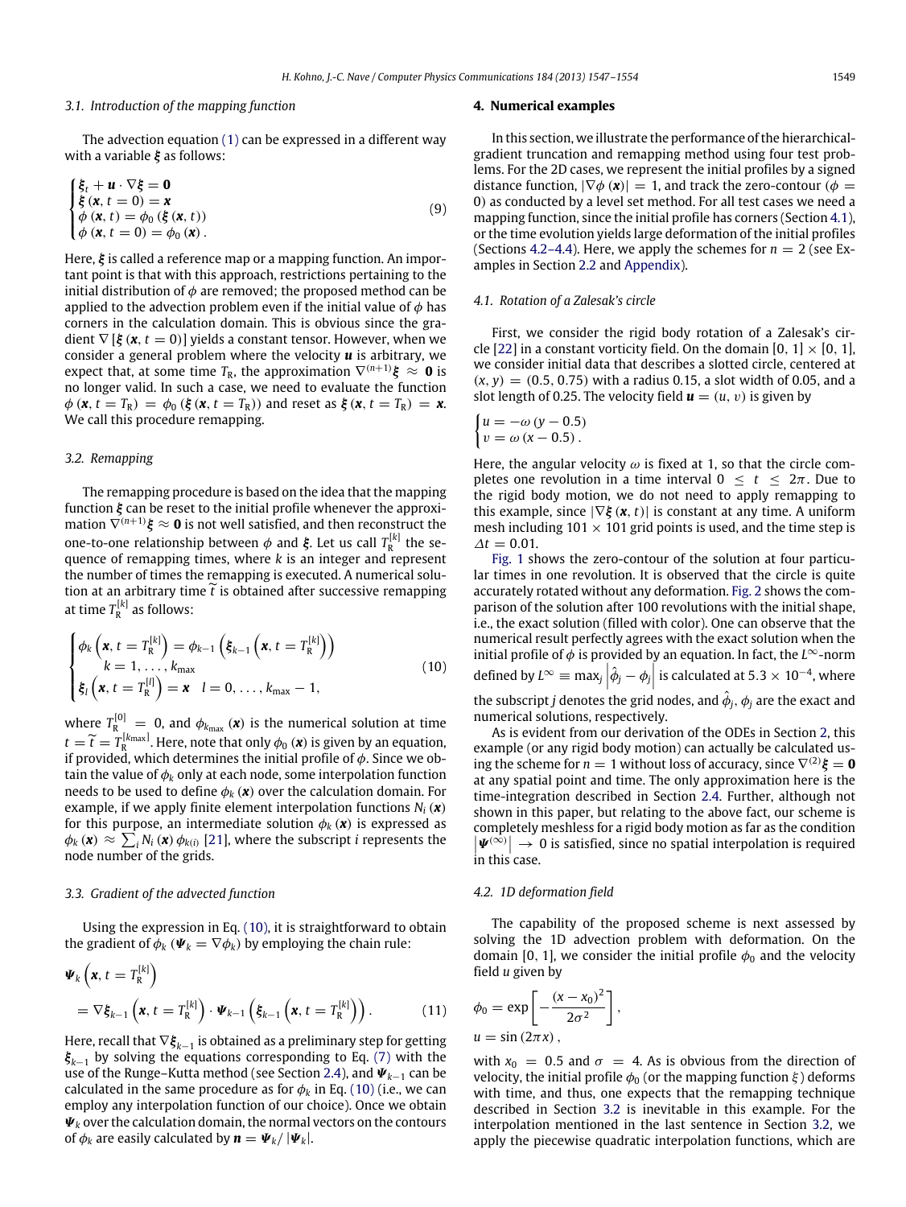### 3.1. Introduction of the mapping function

The advection equation (1) can be expressed in a different way with a variable $\boldsymbol{\xi}$ as follows:

$$
\begin{cases}
\boldsymbol{\xi}_t + \boldsymbol{u} \cdot \nabla \boldsymbol{\xi} = \boldsymbol{0} \\
\boldsymbol{\xi}(\boldsymbol{x}, t=0) = \boldsymbol{x} \\
\phi(\boldsymbol{x}, t) = \phi_0(\boldsymbol{\xi}(\boldsymbol{x}, t)) \\
\phi(\boldsymbol{x}, t=0) = \phi_0(\boldsymbol{x}).
\end{cases}
\tag{9}
$$

Here, $\boldsymbol{\xi}$ is called a reference map or a mapping function. An important point is that with this approach, restrictions pertaining to the initial distribution of $\phi$ are removed; the proposed method can be applied to the advection problem even if the initial value of $\phi$ has corners in the calculation domain. This is obvious since the gradient $\nabla[\boldsymbol{\xi}(\boldsymbol{x}, t=0)]$ yields a constant tensor. However, when we consider a general problem where the velocity $\boldsymbol{u}$ is arbitrary, we expect that, at some time $T_\mathrm{R}$, the approximation $\nabla^{(n+1)}\boldsymbol{\xi} \approx \boldsymbol{0}$ is no longer valid. In such a case, we need to evaluate the function $\phi(\boldsymbol{x}, t = T_\mathrm{R}) = \phi_0(\boldsymbol{\xi}(\boldsymbol{x}, t = T_\mathrm{R}))$ and reset as $\boldsymbol{\xi}(\boldsymbol{x}, t = T_\mathrm{R}) = \boldsymbol{x}$. We call this procedure remapping.

### 3.2. Remapping

The remapping procedure is based on the idea that the mapping function $\boldsymbol{\xi}$ can be reset to the initial profile whenever the approximation $\nabla^{(n+1)}\boldsymbol{\xi} \approx \boldsymbol{0}$ is not well satisfied, and then reconstruct the one-to-one relationship between $\phi$ and $\boldsymbol{\xi}$. Let us call $T_\mathrm{R}^{[k]}$ the sequence of remapping times, where $k$ is an integer and represent the number of times the remapping is executed. A numerical solution at an arbitrary time $\widetilde{t}$ is obtained after successive remapping at time $T_\mathrm{R}^{[k]}$ as follows:

$$
\begin{cases}
\phi_k\left(\boldsymbol{x}, t = T_\mathrm{R}^{[k]}\right) = \phi_{k-1}\left(\boldsymbol{\xi}_{k-1}\left(\boldsymbol{x}, t = T_\mathrm{R}^{[k]}\right)\right) \\
\qquad k = 1, \ldots, k_{\max} \\
\boldsymbol{\xi}_l\left(\boldsymbol{x}, t = T_\mathrm{R}^{[l]}\right) = \boldsymbol{x} \quad l = 0, \ldots, k_{\max} - 1,
\end{cases}
\tag{10}
$$

where $T_\mathrm{R}^{[0]} = 0$, and $\phi_{k_{\max}}(\boldsymbol{x})$ is the numerical solution at time $t = \widetilde{t} = T_\mathrm{R}^{[k_{\max}]}$. Here, note that only $\phi_0(\boldsymbol{x})$ is given by an equation, if provided, which determines the initial profile of $\phi$. Since we obtain the value of $\phi_k$ only at each node, some interpolation function needs to be used to define $\phi_k(\boldsymbol{x})$ over the calculation domain. For example, if we apply finite element interpolation functions $N_i(\boldsymbol{x})$ for this purpose, an intermediate solution $\phi_k(\boldsymbol{x})$ is expressed as $\phi_k(\boldsymbol{x}) \approx \sum_i N_i(\boldsymbol{x})\phi_{k(i)}$ [21], where the subscript $i$ represents the node number of the grids.

### 3.3. Gradient of the advected function

Using the expression in Eq. (10), it is straightforward to obtain the gradient of $\phi_k$ ($\boldsymbol{\Psi}_k = \nabla\phi_k$) by employing the chain rule:

$$
\begin{aligned}
&\boldsymbol{\Psi}_k\left(\boldsymbol{x}, t = T_\mathrm{R}^{[k]}\right) \\
&= \nabla\boldsymbol{\xi}_{k-1}\left(\boldsymbol{x}, t = T_\mathrm{R}^{[k]}\right) \cdot \boldsymbol{\Psi}_{k-1}\left(\boldsymbol{\xi}_{k-1}\left(\boldsymbol{x}, t = T_\mathrm{R}^{[k]}\right)\right).
\end{aligned}
\tag{11}
$$

Here, recall that $\nabla\boldsymbol{\xi}_{k-1}$ is obtained as a preliminary step for getting $\boldsymbol{\xi}_{k-1}$ by solving the equations corresponding to Eq. (7) with the use of the Runge–Kutta method (see Section 2.4), and $\boldsymbol{\Psi}_{k-1}$ can be calculated in the same procedure as for $\phi_k$ in Eq. (10) (i.e., we can employ any interpolation function of our choice). Once we obtain $\boldsymbol{\Psi}_k$ over the calculation domain, the normal vectors on the contours of $\phi_k$ are easily calculated by $\boldsymbol{n} = \boldsymbol{\Psi}_k / |\boldsymbol{\Psi}_k|$.

## 4. Numerical examples

In this section, we illustrate the performance of the hierarchical-gradient truncation and remapping method using four test problems. For the 2D cases, we represent the initial profiles by a signed distance function, $|\nabla\phi(\boldsymbol{x})| = 1$, and track the zero-contour ($\phi = 0$) as conducted by a level set method. For all test cases we need a mapping function, since the initial profile has corners (Section 4.1), or the time evolution yields large deformation of the initial profiles (Sections 4.2–4.4). Here, we apply the schemes for $n = 2$ (see Examples in Section 2.2 and Appendix).

### 4.1. Rotation of a Zalesak's circle

First, we consider the rigid body rotation of a Zalesak's circle [22] in a constant vorticity field. On the domain $[0, 1] \times [0, 1]$, we consider initial data that describes a slotted circle, centered at $(x, y) = (0.5, 0.75)$ with a radius 0.15, a slot width of 0.05, and a slot length of 0.25. The velocity field $\boldsymbol{u} = (u, v)$ is given by

$$
\begin{cases}
u = -\omega(y - 0.5) \\
v = \omega(x - 0.5).
\end{cases}
$$

Here, the angular velocity $\omega$ is fixed at 1, so that the circle completes one revolution in a time interval $0 \le t \le 2\pi$. Due to the rigid body motion, we do not need to apply remapping to this example, since $|\nabla\boldsymbol{\xi}(\boldsymbol{x}, t)|$ is constant at any time. A uniform mesh including $101 \times 101$ grid points is used, and the time step is $\Delta t = 0.01$.

Fig. 1 shows the zero-contour of the solution at four particular times in one revolution. It is observed that the circle is quite accurately rotated without any deformation. Fig. 2 shows the comparison of the solution after 100 revolutions with the initial shape, i.e., the exact solution (filled with color). One can observe that the numerical result perfectly agrees with the exact solution when the initial profile of $\phi$ is provided by an equation. In fact, the $L^\infty$-norm defined by $L^\infty \equiv \max_j \left|\hat{\phi}_j - \phi_j\right|$ is calculated at $5.3 \times 10^{-4}$, where the subscript $j$ denotes the grid nodes, and $\hat{\phi}_j$, $\phi_j$ are the exact and numerical solutions, respectively.

As is evident from our derivation of the ODEs in Section 2, this example (or any rigid body motion) can actually be calculated using the scheme for $n = 1$ without loss of accuracy, since $\nabla^{(2)}\boldsymbol{\xi} = \boldsymbol{0}$ at any spatial point and time. The only approximation here is the time-integration described in Section 2.4. Further, although not shown in this paper, but relating to the above fact, our scheme is completely meshless for a rigid body motion as far as the condition $\left|\boldsymbol{\Psi}^{(\infty)}\right| \to 0$ is satisfied, since no spatial interpolation is required in this case.

### 4.2. 1D deformation field

The capability of the proposed scheme is next assessed by solving the 1D advection problem with deformation. On the domain $[0, 1]$, we consider the initial profile $\phi_0$ and the velocity field $u$ given by

$$
\phi_0 = \exp\left[-\frac{(x - x_0)^2}{2\sigma^2}\right],
$$

$$
u = \sin(2\pi x),
$$

with $x_0 = 0.5$ and $\sigma = 4$. As is obvious from the direction of velocity, the initial profile $\phi_0$ (or the mapping function $\xi$) deforms with time, and thus, one expects that the remapping technique described in Section 3.2 is inevitable in this example. For the interpolation mentioned in the last sentence in Section 3.2, we apply the piecewise quadratic interpolation functions, which are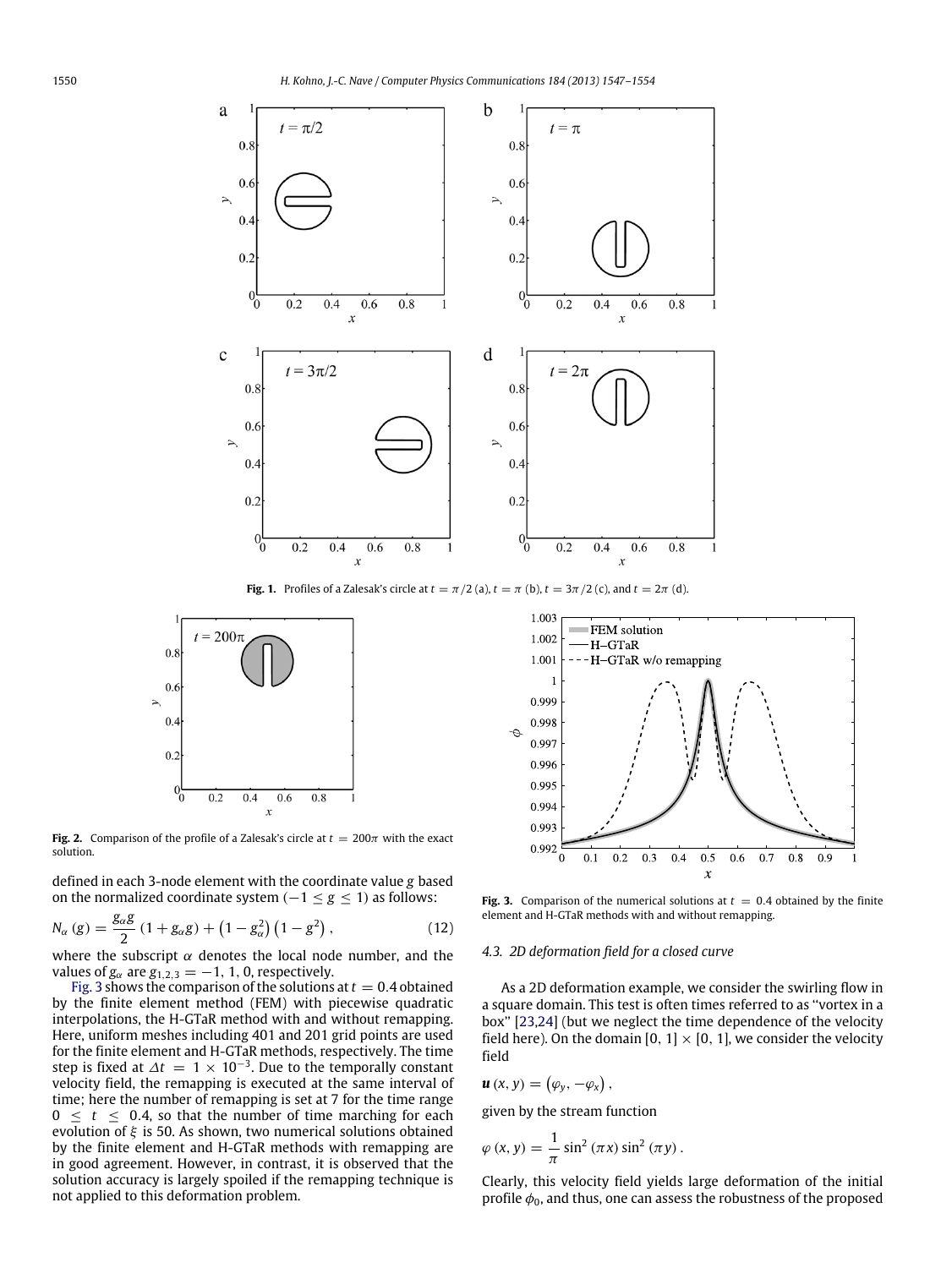**Fig. 1.** Profiles of a Zalesak's circle at $t = \pi/2$ (a), $t = \pi$ (b), $t = 3\pi/2$ (c), and $t = 2\pi$ (d).

**Fig. 2.** Comparison of the profile of a Zalesak's circle at $t = 200\pi$ with the exact solution.

defined in each 3-node element with the coordinate value $g$ based on the normalized coordinate system ($-1 \leq g \leq 1$) as follows:

$$N_\alpha(g) = \frac{g_\alpha g}{2}(1 + g_\alpha g) + \left(1 - g_\alpha^2\right)\left(1 - g^2\right), \tag{12}$$

where the subscript $\alpha$ denotes the local node number, and the values of $g_\alpha$ are $g_{1,2,3} = -1, 1, 0$, respectively.

Fig. 3 shows the comparison of the solutions at $t = 0.4$ obtained by the finite element method (FEM) with piecewise quadratic interpolations, the H-GTaR method with and without remapping. Here, uniform meshes including 401 and 201 grid points are used for the finite element and H-GTaR methods, respectively. The time step is fixed at $\Delta t = 1 \times 10^{-3}$. Due to the temporally constant velocity field, the remapping is executed at the same interval of time; here the number of remapping is set at 7 for the time range $0 \leq t \leq 0.4$, so that the number of time marching for each evolution of $\xi$ is 50. As shown, two numerical solutions obtained by the finite element and H-GTaR methods with remapping are in good agreement. However, in contrast, it is observed that the solution accuracy is largely spoiled if the remapping technique is not applied to this deformation problem.

**Fig. 3.** Comparison of the numerical solutions at $t = 0.4$ obtained by the finite element and H-GTaR methods with and without remapping.

### 4.3. 2D deformation field for a closed curve

As a 2D deformation example, we consider the swirling flow in a square domain. This test is often times referred to as "vortex in a box" [23,24] (but we neglect the time dependence of the velocity field here). On the domain $[0, 1] \times [0, 1]$, we consider the velocity field

$$\boldsymbol{u}(x, y) = \left(\varphi_y, -\varphi_x\right),$$

given by the stream function

$$\varphi(x, y) = \frac{1}{\pi}\sin^2(\pi x)\sin^2(\pi y).$$

Clearly, this velocity field yields large deformation of the initial profile $\phi_0$, and thus, one can assess the robustness of the proposed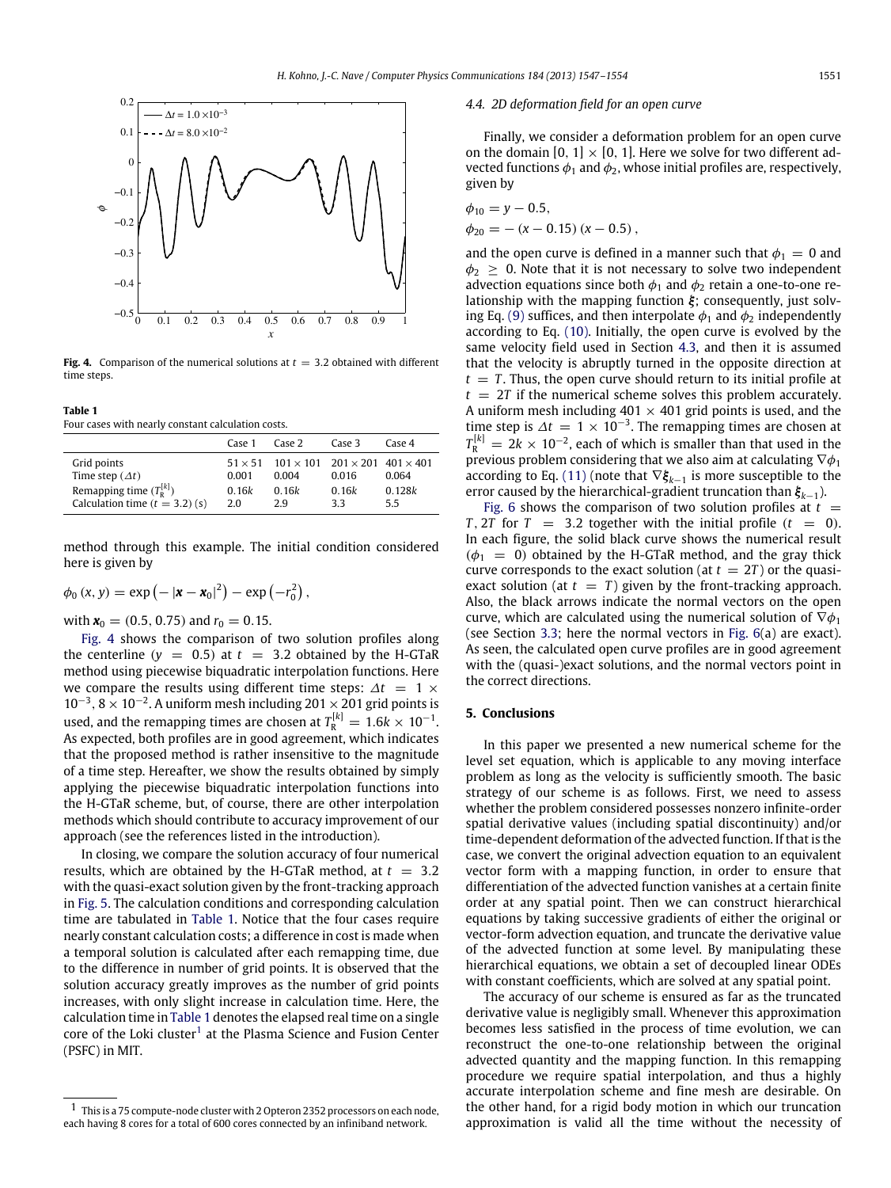**Fig. 4.** Comparison of the numerical solutions at $t = 3.2$ obtained with different time steps.

**Table 1**
Four cases with nearly constant calculation costs.

| | Case 1 | Case 2 | Case 3 | Case 4 |
|---|---|---|---|---|
| Grid points | $51 \times 51$ | $101 \times 101$ | $201 \times 201$ | $401 \times 401$ |
| Time step ($\Delta t$) | 0.001 | 0.004 | 0.016 | 0.064 |
| Remapping time ($T_R^{[k]}$) | $0.16k$ | $0.16k$ | $0.16k$ | $0.128k$ |
| Calculation time ($t = 3.2$) (s) | 2.0 | 2.9 | 3.3 | 5.5 |

method through this example. The initial condition considered here is given by

$$\phi_0(x, y) = \exp\left(-|\boldsymbol{x} - \boldsymbol{x}_0|^2\right) - \exp\left(-r_0^2\right),$$

with $\boldsymbol{x}_0 = (0.5, 0.75)$ and $r_0 = 0.15$.

Fig. 4 shows the comparison of two solution profiles along the centerline ($y = 0.5$) at $t = 3.2$ obtained by the H-GTaR method using piecewise biquadratic interpolation functions. Here we compare the results using different time steps: $\Delta t = 1 \times 10^{-3}$, $8 \times 10^{-2}$. A uniform mesh including $201 \times 201$ grid points is used, and the remapping times are chosen at $T_R^{[k]} = 1.6k \times 10^{-1}$. As expected, both profiles are in good agreement, which indicates that the proposed method is rather insensitive to the magnitude of a time step. Hereafter, we show the results obtained by simply applying the piecewise biquadratic interpolation functions into the H-GTaR scheme, but, of course, there are other interpolation methods which should contribute to accuracy improvement of our approach (see the references listed in the introduction).

In closing, we compare the solution accuracy of four numerical results, which are obtained by the H-GTaR method, at $t = 3.2$ with the quasi-exact solution given by the front-tracking approach in Fig. 5. The calculation conditions and corresponding calculation time are tabulated in Table 1. Notice that the four cases require nearly constant calculation costs; a difference in cost is made when a temporal solution is calculated after each remapping time, due to the difference in number of grid points. It is observed that the solution accuracy greatly improves as the number of grid points increases, with only slight increase in calculation time. Here, the calculation time in Table 1 denotes the elapsed real time on a single core of the Loki cluster[1] at the Plasma Science and Fusion Center (PSFC) in MIT.

[1] This is a 75 compute-node cluster with 2 Opteron 2352 processors on each node, each having 8 cores for a total of 600 cores connected by an infiniband network.

### 4.4. 2D deformation field for an open curve

Finally, we consider a deformation problem for an open curve on the domain $[0, 1] \times [0, 1]$. Here we solve for two different advected functions $\phi_1$ and $\phi_2$, whose initial profiles are, respectively, given by

$$\phi_{10} = y - 0.5,$$
$$\phi_{20} = -(x - 0.15)(x - 0.5),$$

and the open curve is defined in a manner such that $\phi_1 = 0$ and $\phi_2 \geq 0$. Note that it is not necessary to solve two independent advection equations since both $\phi_1$ and $\phi_2$ retain a one-to-one relationship with the mapping function $\boldsymbol{\xi}$; consequently, just solving Eq. (9) suffices, and then interpolate $\phi_1$ and $\phi_2$ independently according to Eq. (10). Initially, the open curve is evolved by the same velocity field used in Section 4.3, and then it is assumed that the velocity is abruptly turned in the opposite direction at $t = T$. Thus, the open curve should return to its initial profile at $t = 2T$ if the numerical scheme solves this problem accurately. A uniform mesh including $401 \times 401$ grid points is used, and the time step is $\Delta t = 1 \times 10^{-3}$. The remapping times are chosen at $T_R^{[k]} = 2k \times 10^{-2}$, each of which is smaller than that used in the previous problem considering that we also aim at calculating $\nabla\phi_1$ according to Eq. (11) (note that $\nabla\boldsymbol{\xi}_{k-1}$ is more susceptible to the error caused by the hierarchical-gradient truncation than $\boldsymbol{\xi}_{k-1}$).

Fig. 6 shows the comparison of two solution profiles at $t = T, 2T$ for $T = 3.2$ together with the initial profile ($t = 0$). In each figure, the solid black curve shows the numerical result ($\phi_1 = 0$) obtained by the H-GTaR method, and the gray thick curve corresponds to the exact solution (at $t = 2T$) or the quasi-exact solution (at $t = T$) given by the front-tracking approach. Also, the black arrows indicate the normal vectors on the open curve, which are calculated using the numerical solution of $\nabla\phi_1$ (see Section 3.3; here the normal vectors in Fig. 6(a) are exact). As seen, the calculated open curve profiles are in good agreement with the (quasi-)exact solutions, and the normal vectors point in the correct directions.

## 5. Conclusions

In this paper we presented a new numerical scheme for the level set equation, which is applicable to any moving interface problem as long as the velocity is sufficiently smooth. The basic strategy of our scheme is as follows. First, we need to assess whether the problem considered possesses nonzero infinite-order spatial derivative values (including spatial discontinuity) and/or time-dependent deformation of the advected function. If that is the case, we convert the original advection equation to an equivalent vector form with a mapping function, in order to ensure that differentiation of the advected function vanishes at a certain finite order at any spatial point. Then we can construct hierarchical equations by taking successive gradients of either the original or vector-form advection equation, and truncate the derivative value of the advected function at some level. By manipulating these hierarchical equations, we obtain a set of decoupled linear ODEs with constant coefficients, which are solved at any spatial point.

The accuracy of our scheme is ensured as far as the truncated derivative value is negligibly small. Whenever this approximation becomes less satisfied in the process of time evolution, we can reconstruct the one-to-one relationship between the original advected quantity and the mapping function. In this remapping procedure we require spatial interpolation, and thus a highly accurate interpolation scheme and fine mesh are desirable. On the other hand, for a rigid body motion in which our truncation approximation is valid all the time without the necessity of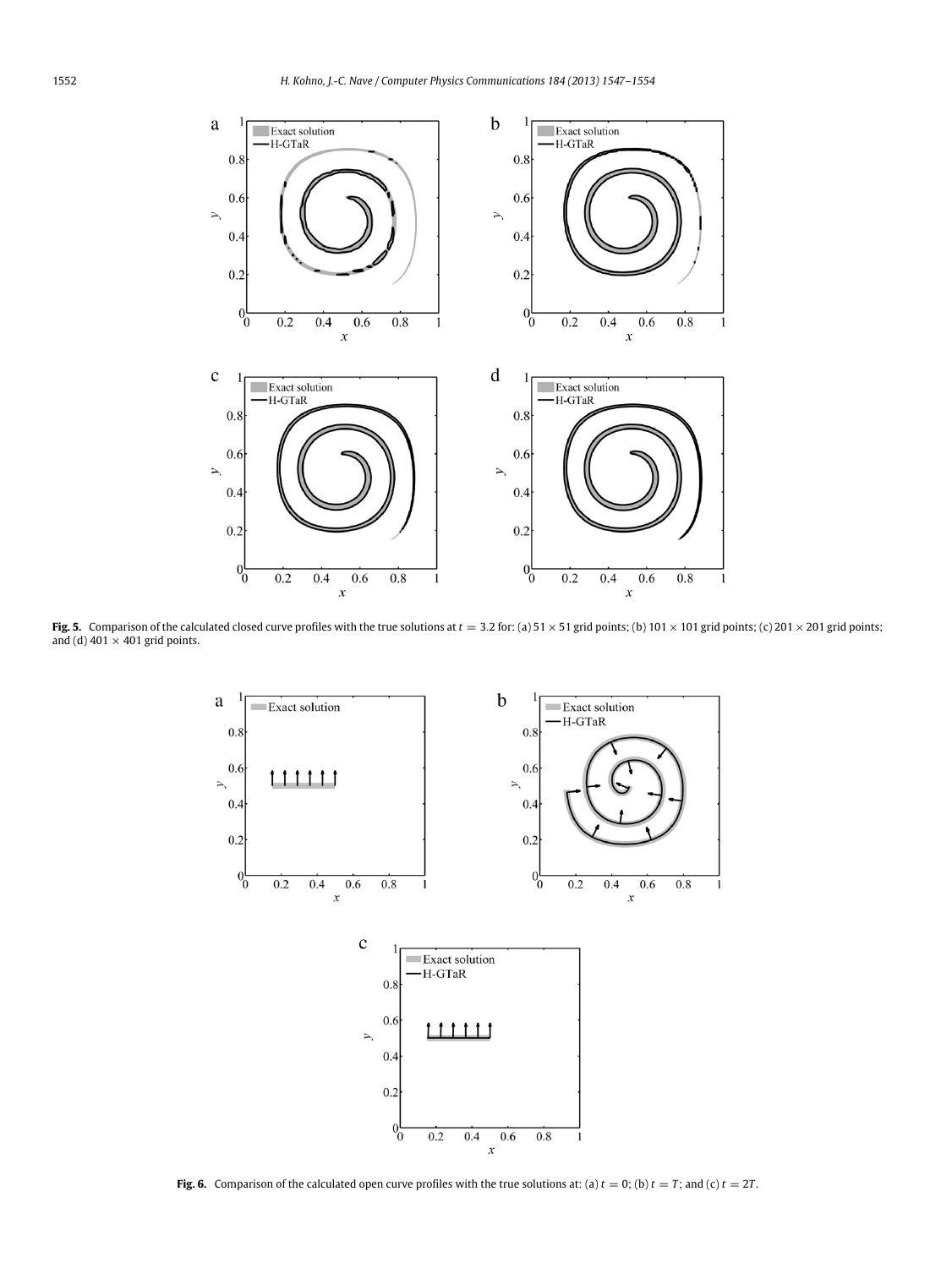**Fig. 5.** Comparison of the calculated closed curve profiles with the true solutions at $t = 3.2$ for: (a) $51 \times 51$ grid points; (b) $101 \times 101$ grid points; (c) $201 \times 201$ grid points; and (d) $401 \times 401$ grid points.

**Fig. 6.** Comparison of the calculated open curve profiles with the true solutions at: (a) $t = 0$; (b) $t = T$; and (c) $t = 2T$.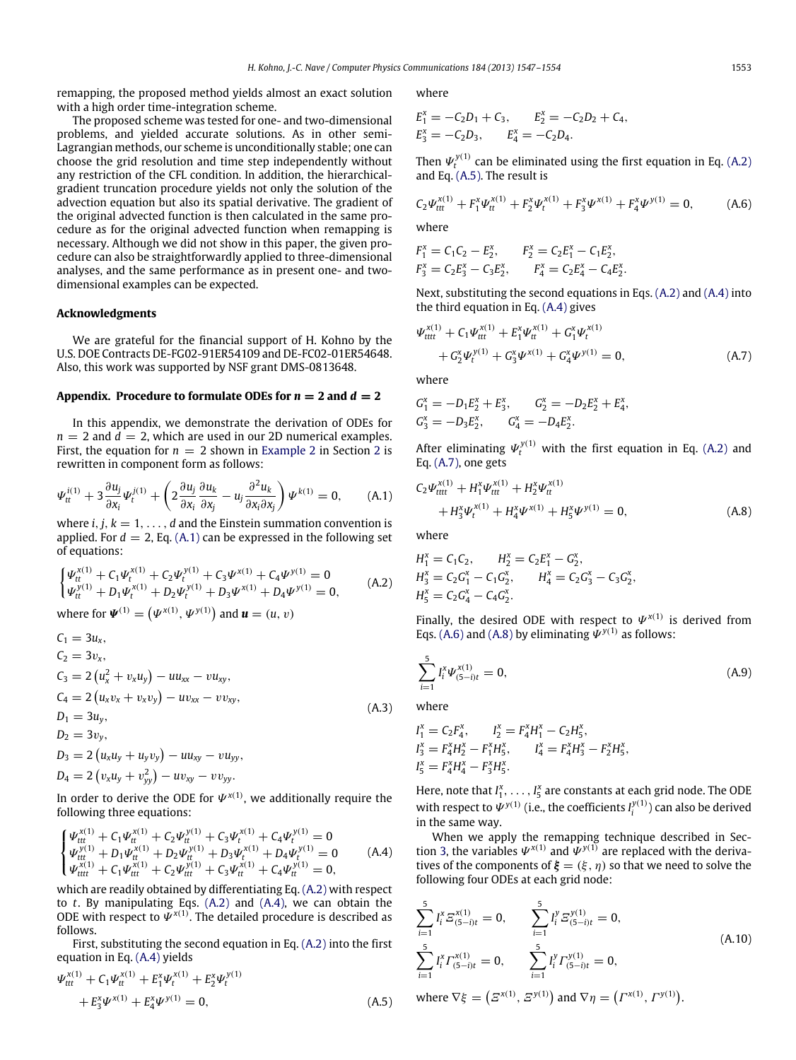remapping, the proposed method yields almost an exact solution with a high order time-integration scheme.

The proposed scheme was tested for one- and two-dimensional problems, and yielded accurate solutions. As in other semi-Lagrangian methods, our scheme is unconditionally stable; one can choose the grid resolution and time step independently without any restriction of the CFL condition. In addition, the hierarchical-gradient truncation procedure yields not only the solution of the advection equation but also its spatial derivative. The gradient of the original advected function is then calculated in the same procedure as for the original advected function when remapping is necessary. Although we did not show in this paper, the given procedure can also be straightforwardly applied to three-dimensional analyses, and the same performance as in present one- and two-dimensional examples can be expected.

## Acknowledgments

We are grateful for the financial support of H. Kohno by the U.S. DOE Contracts DE-FG02-91ER54109 and DE-FC02-01ER54648. Also, this work was supported by NSF grant DMS-0813648.

## Appendix. Procedure to formulate ODEs for $n = 2$ and $d = 2$

In this appendix, we demonstrate the derivation of ODEs for $n = 2$ and $d = 2$, which are used in our 2D numerical examples. First, the equation for $n = 2$ shown in Example 2 in Section 2 is rewritten in component form as follows:

$$\Psi_{tt}^{i(1)} + 3\frac{\partial u_j}{\partial x_i}\Psi_t^{j(1)} + \left(2\frac{\partial u_j}{\partial x_i}\frac{\partial u_k}{\partial x_j} - u_j\frac{\partial^2 u_k}{\partial x_i \partial x_j}\right)\Psi^{k(1)} = 0, \tag{A.1}$$

where $i, j, k = 1, \ldots, d$ and the Einstein summation convention is applied. For $d = 2$, Eq. (A.1) can be expressed in the following set of equations:

$$\begin{cases} \Psi_{tt}^{x(1)} + C_1\Psi_t^{x(1)} + C_2\Psi_t^{y(1)} + C_3\Psi^{x(1)} + C_4\Psi^{y(1)} = 0 \\ \Psi_{tt}^{y(1)} + D_1\Psi_t^{x(1)} + D_2\Psi_t^{y(1)} + D_3\Psi^{x(1)} + D_4\Psi^{y(1)} = 0, \end{cases} \tag{A.2}$$

where for $\boldsymbol{\Psi}^{(1)} = \left(\Psi^{x(1)}, \Psi^{y(1)}\right)$ and $\boldsymbol{u} = (u, v)$

$$\begin{aligned} C_1 &= 3u_x, \\ C_2 &= 3v_x, \\ C_3 &= 2\left(u_x^2 + v_x u_y\right) - uu_{xx} - vu_{xy}, \\ C_4 &= 2\left(u_x v_x + v_x v_y\right) - uv_{xx} - vv_{xy}, \\ D_1 &= 3u_y, \\ D_2 &= 3v_y, \\ D_3 &= 2\left(u_x u_y + u_y v_y\right) - uu_{xy} - vu_{yy}, \\ D_4 &= 2\left(v_x u_y + v_{yy}^2\right) - uv_{xy} - vv_{yy}. \end{aligned} \tag{A.3}$$

In order to derive the ODE for $\Psi^{x(1)}$, we additionally require the following three equations:

$$\begin{cases} \Psi_{ttt}^{x(1)} + C_1\Psi_{tt}^{x(1)} + C_2\Psi_{tt}^{y(1)} + C_3\Psi_t^{x(1)} + C_4\Psi_t^{y(1)} = 0 \\ \Psi_{ttt}^{y(1)} + D_1\Psi_{tt}^{x(1)} + D_2\Psi_{tt}^{y(1)} + D_3\Psi_t^{x(1)} + D_4\Psi_t^{y(1)} = 0 \\ \Psi_{tttt}^{x(1)} + C_1\Psi_{ttt}^{x(1)} + C_2\Psi_{ttt}^{y(1)} + C_3\Psi_{tt}^{x(1)} + C_4\Psi_{tt}^{y(1)} = 0, \end{cases} \tag{A.4}$$

which are readily obtained by differentiating Eq. (A.2) with respect to $t$. By manipulating Eqs. (A.2) and (A.4), we can obtain the ODE with respect to $\Psi^{x(1)}$. The detailed procedure is described as follows.

First, substituting the second equation in Eq. (A.2) into the first equation in Eq. (A.4) yields

$$\begin{aligned} &\Psi_{ttt}^{x(1)} + C_1\Psi_{tt}^{x(1)} + E_1^x\Psi_t^{x(1)} + E_2^x\Psi_t^{y(1)} \\ &\quad + E_3^x\Psi^{x(1)} + E_4^x\Psi^{y(1)} = 0, \end{aligned} \tag{A.5}$$

where

$$\begin{aligned} E_1^x &= -C_2D_1 + C_3, \qquad E_2^x = -C_2D_2 + C_4, \\ E_3^x &= -C_2D_3, \qquad E_4^x = -C_2D_4. \end{aligned}$$

Then $\Psi_t^{y(1)}$ can be eliminated using the first equation in Eq. (A.2) and Eq. (A.5). The result is

$$C_2\Psi_{ttt}^{x(1)} + F_1^x\Psi_{tt}^{x(1)} + F_2^x\Psi_t^{x(1)} + F_3^x\Psi^{x(1)} + F_4^x\Psi^{y(1)} = 0, \tag{A.6}$$

where

$$\begin{aligned} F_1^x &= C_1C_2 - E_2^x, \qquad F_2^x = C_2E_1^x - C_1E_2^x, \\ F_3^x &= C_2E_3^x - C_3E_2^x, \qquad F_4^x = C_2E_4^x - C_4E_2^x. \end{aligned}$$

Next, substituting the second equations in Eqs. (A.2) and (A.4) into the third equation in Eq. (A.4) gives

$$\begin{aligned} &\Psi_{tttt}^{x(1)} + C_1\Psi_{ttt}^{x(1)} + E_1^x\Psi_{tt}^{x(1)} + G_1^x\Psi_t^{x(1)} \\ &\quad + G_2^x\Psi_t^{y(1)} + G_3^x\Psi^{x(1)} + G_4^x\Psi^{y(1)} = 0, \end{aligned} \tag{A.7}$$

where

$$\begin{aligned} G_1^x &= -D_1E_2^x + E_3^x, \qquad G_2^x = -D_2E_2^x + E_4^x, \\ G_3^x &= -D_3E_2^x, \qquad G_4^x = -D_4E_2^x. \end{aligned}$$

After eliminating $\Psi_t^{y(1)}$ with the first equation in Eq. (A.2) and Eq. (A.7), one gets

$$\begin{aligned} &C_2\Psi_{tttt}^{x(1)} + H_1^x\Psi_{ttt}^{x(1)} + H_2^x\Psi_{tt}^{x(1)} \\ &\quad + H_3^x\Psi_t^{x(1)} + H_4^x\Psi^{x(1)} + H_5^x\Psi^{y(1)} = 0, \end{aligned} \tag{A.8}$$

where

$$\begin{aligned} H_1^x &= C_1C_2, \qquad H_2^x = C_2E_1^x - G_2^x, \\ H_3^x &= C_2G_1^x - C_1G_2^x, \qquad H_4^x = C_2G_3^x - C_3G_2^x, \\ H_5^x &= C_2G_4^x - C_4G_2^x. \end{aligned}$$

Finally, the desired ODE with respect to $\Psi^{x(1)}$ is derived from Eqs. (A.6) and (A.8) by eliminating $\Psi^{y(1)}$ as follows:

$$\sum_{i=1}^{5} I_i^x \Psi_{(5-i)t}^{x(1)} = 0, \tag{A.9}$$

where

$$\begin{aligned} I_1^x &= C_2F_4^x, \qquad I_2^x = F_4^xH_1^x - C_2H_5^x, \\ I_3^x &= F_4^xH_2^x - F_1^xH_5^x, \qquad I_4^x = F_4^xH_3^x - F_2^xH_5^x, \\ I_5^x &= F_4^xH_4^x - F_3^xH_5^x. \end{aligned}$$

Here, note that $I_1^x, \ldots, I_5^x$ are constants at each grid node. The ODE with respect to $\Psi^{y(1)}$ (i.e., the coefficients $I_i^{y(1)}$) can also be derived in the same way.

When we apply the remapping technique described in Section 3, the variables $\Psi^{x(1)}$ and $\Psi^{y(1)}$ are replaced with the derivatives of the components of $\boldsymbol{\xi} = (\xi, \eta)$ so that we need to solve the following four ODEs at each grid node:

$$\begin{aligned} &\sum_{i=1}^{5} I_i^x \Xi_{(5-i)t}^{x(1)} = 0, \qquad \sum_{i=1}^{5} I_i^y \Xi_{(5-i)t}^{y(1)} = 0, \\ &\sum_{i=1}^{5} I_i^x \Gamma_{(5-i)t}^{x(1)} = 0, \qquad \sum_{i=1}^{5} I_i^y \Gamma_{(5-i)t}^{y(1)} = 0, \end{aligned} \tag{A.10}$$

where $\nabla\xi = \left(\Xi^{x(1)}, \Xi^{y(1)}\right)$ and $\nabla\eta = \left(\Gamma^{x(1)}, \Gamma^{y(1)}\right)$.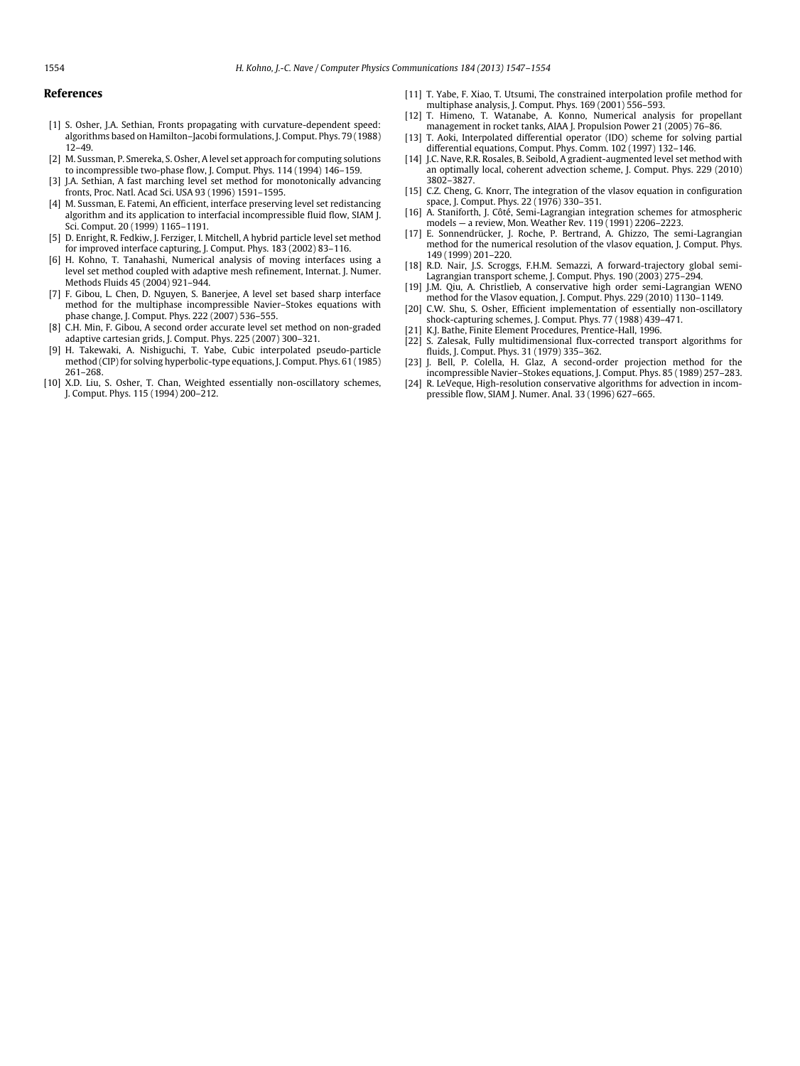## References

[1] S. Osher, J.A. Sethian, Fronts propagating with curvature-dependent speed: algorithms based on Hamilton–Jacobi formulations, J. Comput. Phys. 79 (1988) 12–49.

[2] M. Sussman, P. Smereka, S. Osher, A level set approach for computing solutions to incompressible two-phase flow, J. Comput. Phys. 114 (1994) 146–159.

[3] J.A. Sethian, A fast marching level set method for monotonically advancing fronts, Proc. Natl. Acad Sci. USA 93 (1996) 1591–1595.

[4] M. Sussman, E. Fatemi, An efficient, interface preserving level set redistancing algorithm and its application to interfacial incompressible fluid flow, SIAM J. Sci. Comput. 20 (1999) 1165–1191.

[5] D. Enright, R. Fedkiw, J. Ferziger, I. Mitchell, A hybrid particle level set method for improved interface capturing, J. Comput. Phys. 183 (2002) 83–116.

[6] H. Kohno, T. Tanahashi, Numerical analysis of moving interfaces using a level set method coupled with adaptive mesh refinement, Internat. J. Numer. Methods Fluids 45 (2004) 921–944.

[7] F. Gibou, L. Chen, D. Nguyen, S. Banerjee, A level set based sharp interface method for the multiphase incompressible Navier–Stokes equations with phase change, J. Comput. Phys. 222 (2007) 536–555.

[8] C.H. Min, F. Gibou, A second order accurate level set method on non-graded adaptive cartesian grids, J. Comput. Phys. 225 (2007) 300–321.

[9] H. Takewaki, A. Nishiguchi, T. Yabe, Cubic interpolated pseudo-particle method (CIP) for solving hyperbolic-type equations, J. Comput. Phys. 61 (1985) 261–268.

[10] X.D. Liu, S. Osher, T. Chan, Weighted essentially non-oscillatory schemes, J. Comput. Phys. 115 (1994) 200–212.

[11] T. Yabe, F. Xiao, T. Utsumi, The constrained interpolation profile method for multiphase analysis, J. Comput. Phys. 169 (2001) 556–593.

[12] T. Himeno, T. Watanabe, A. Konno, Numerical analysis for propellant management in rocket tanks, AIAA J. Propulsion Power 21 (2005) 76–86.

[13] T. Aoki, Interpolated differential operator (IDO) scheme for solving partial differential equations, Comput. Phys. Comm. 102 (1997) 132–146.

[14] J.C. Nave, R.R. Rosales, B. Seibold, A gradient-augmented level set method with an optimally local, coherent advection scheme, J. Comput. Phys. 229 (2010) 3802–3827.

[15] C.Z. Cheng, G. Knorr, The integration of the vlasov equation in configuration space, J. Comput. Phys. 22 (1976) 330–351.

[16] A. Staniforth, J. Côté, Semi-Lagrangian integration schemes for atmospheric models — a review, Mon. Weather Rev. 119 (1991) 2206–2223.

[17] E. Sonnendrücker, J. Roche, P. Bertrand, A. Ghizzo, The semi-Lagrangian method for the numerical resolution of the vlasov equation, J. Comput. Phys. 149 (1999) 201–220.

[18] R.D. Nair, J.S. Scroggs, F.H.M. Semazzi, A forward-trajectory global semi-Lagrangian transport scheme, J. Comput. Phys. 190 (2003) 275–294.

[19] J.M. Qiu, A. Christlieb, A conservative high order semi-Lagrangian WENO method for the Vlasov equation, J. Comput. Phys. 229 (2010) 1130–1149.

[20] C.W. Shu, S. Osher, Efficient implementation of essentially non-oscillatory shock-capturing schemes, J. Comput. Phys. 77 (1988) 439–471.

[21] K.J. Bathe, Finite Element Procedures, Prentice-Hall, 1996.

[22] S. Zalesak, Fully multidimensional flux-corrected transport algorithms for fluids, J. Comput. Phys. 31 (1979) 335–362.

[23] J. Bell, P. Colella, H. Glaz, A second-order projection method for the incompressible Navier–Stokes equations, J. Comput. Phys. 85 (1989) 257–283.

[24] R. LeVeque, High-resolution conservative algorithms for advection in incompressible flow, SIAM J. Numer. Anal. 33 (1996) 627–665.